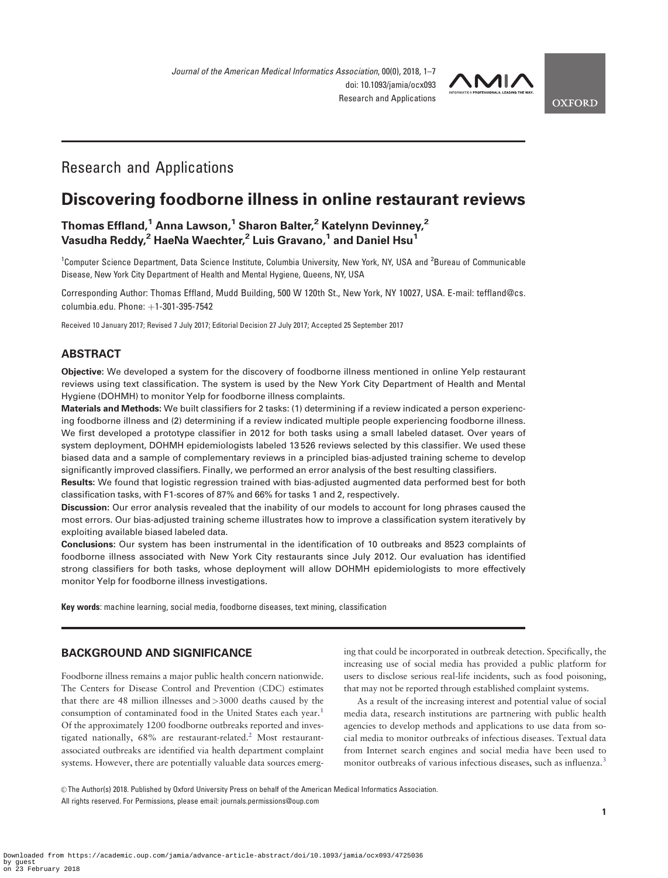## Research and Applications

# Discovering foodborne illness in online restaurant reviews

**Thomas Effland,[1] Anna Lawson,[1] Sharon Balter,[2] Katelynn Devinney,[2] Vasudha Reddy,[2] HaeNa Waechter,[2] Luis Gravano,[1] and Daniel Hsu[1]**

[1]Computer Science Department, Data Science Institute, Columbia University, New York, NY, USA and [2]Bureau of Communicable Disease, New York City Department of Health and Mental Hygiene, Queens, NY, USA

Corresponding Author: Thomas Effland, Mudd Building, 500 W 120th St., New York, NY 10027, USA. E-mail: teffland@cs.columbia.edu. Phone: +1-301-395-7542

Received 10 January 2017; Revised 7 July 2017; Editorial Decision 27 July 2017; Accepted 25 September 2017

## ABSTRACT

**Objective:** We developed a system for the discovery of foodborne illness mentioned in online Yelp restaurant reviews using text classification. The system is used by the New York City Department of Health and Mental Hygiene (DOHMH) to monitor Yelp for foodborne illness complaints.

**Materials and Methods:** We built classifiers for 2 tasks: (1) determining if a review indicated a person experiencing foodborne illness and (2) determining if a review indicated multiple people experiencing foodborne illness. We first developed a prototype classifier in 2012 for both tasks using a small labeled dataset. Over years of system deployment, DOHMH epidemiologists labeled 13 526 reviews selected by this classifier. We used these biased data and a sample of complementary reviews in a principled bias-adjusted training scheme to develop significantly improved classifiers. Finally, we performed an error analysis of the best resulting classifiers.

**Results:** We found that logistic regression trained with bias-adjusted augmented data performed best for both classification tasks, with F1-scores of 87% and 66% for tasks 1 and 2, respectively.

**Discussion:** Our error analysis revealed that the inability of our models to account for long phrases caused the most errors. Our bias-adjusted training scheme illustrates how to improve a classification system iteratively by exploiting available biased labeled data.

**Conclusions:** Our system has been instrumental in the identification of 10 outbreaks and 8523 complaints of foodborne illness associated with New York City restaurants since July 2012. Our evaluation has identified strong classifiers for both tasks, whose deployment will allow DOHMH epidemiologists to more effectively monitor Yelp for foodborne illness investigations.

**Key words**: machine learning, social media, foodborne diseases, text mining, classification

## BACKGROUND AND SIGNIFICANCE

Foodborne illness remains a major public health concern nationwide. The Centers for Disease Control and Prevention (CDC) estimates that there are 48 million illnesses and >3000 deaths caused by the consumption of contaminated food in the United States each year.[1] Of the approximately 1200 foodborne outbreaks reported and investigated nationally, 68% are restaurant-related.[2] Most restaurant-associated outbreaks are identified via health department complaint systems. However, there are potentially valuable data sources emerging that could be incorporated in outbreak detection. Specifically, the increasing use of social media has provided a public platform for users to disclose serious real-life incidents, such as food poisoning, that may not be reported through established complaint systems.

As a result of the increasing interest and potential value of social media data, research institutions are partnering with public health agencies to develop methods and applications to use data from social media to monitor outbreaks of infectious diseases. Textual data from Internet search engines and social media have been used to monitor outbreaks of various infectious diseases, such as influenza.[3]

© The Author(s) 2018. Published by Oxford University Press on behalf of the American Medical Informatics Association. All rights reserved. For Permissions, please email: journals.permissions@oup.com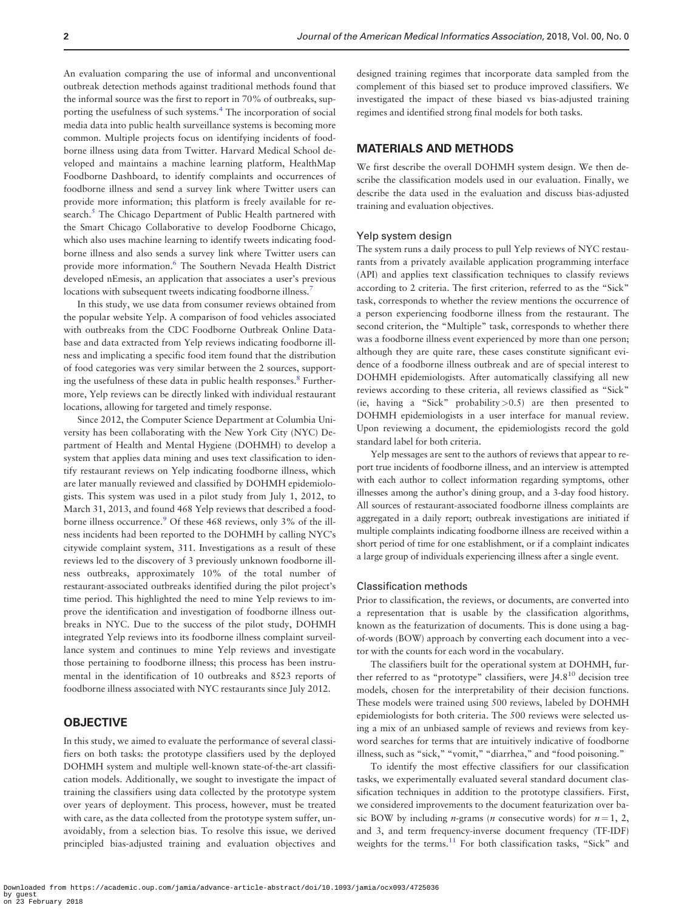An evaluation comparing the use of informal and unconventional outbreak detection methods against traditional methods found that the informal source was the first to report in 70% of outbreaks, supporting the usefulness of such systems.[4] The incorporation of social media data into public health surveillance systems is becoming more common. Multiple projects focus on identifying incidents of foodborne illness using data from Twitter. Harvard Medical School developed and maintains a machine learning platform, HealthMap Foodborne Dashboard, to identify complaints and occurrences of foodborne illness and send a survey link where Twitter users can provide more information; this platform is freely available for research.[5] The Chicago Department of Public Health partnered with the Smart Chicago Collaborative to develop Foodborne Chicago, which also uses machine learning to identify tweets indicating foodborne illness and also sends a survey link where Twitter users can provide more information.[6] The Southern Nevada Health District developed nEmesis, an application that associates a user's previous locations with subsequent tweets indicating foodborne illness.[7]

In this study, we use data from consumer reviews obtained from the popular website Yelp. A comparison of food vehicles associated with outbreaks from the CDC Foodborne Outbreak Online Database and data extracted from Yelp reviews indicating foodborne illness and implicating a specific food item found that the distribution of food categories was very similar between the 2 sources, supporting the usefulness of these data in public health responses.[8] Furthermore, Yelp reviews can be directly linked with individual restaurant locations, allowing for targeted and timely response.

Since 2012, the Computer Science Department at Columbia University has been collaborating with the New York City (NYC) Department of Health and Mental Hygiene (DOHMH) to develop a system that applies data mining and uses text classification to identify restaurant reviews on Yelp indicating foodborne illness, which are later manually reviewed and classified by DOHMH epidemiologists. This system was used in a pilot study from July 1, 2012, to March 31, 2013, and found 468 Yelp reviews that described a foodborne illness occurrence.[9] Of these 468 reviews, only 3% of the illness incidents had been reported to the DOHMH by calling NYC's citywide complaint system, 311. Investigations as a result of these reviews led to the discovery of 3 previously unknown foodborne illness outbreaks, approximately 10% of the total number of restaurant-associated outbreaks identified during the pilot project's time period. This highlighted the need to mine Yelp reviews to improve the identification and investigation of foodborne illness outbreaks in NYC. Due to the success of the pilot study, DOHMH integrated Yelp reviews into its foodborne illness complaint surveillance system and continues to mine Yelp reviews and investigate those pertaining to foodborne illness; this process has been instrumental in the identification of 10 outbreaks and 8523 reports of foodborne illness associated with NYC restaurants since July 2012.

## OBJECTIVE

In this study, we aimed to evaluate the performance of several classifiers on both tasks: the prototype classifiers used by the deployed DOHMH system and multiple well-known state-of-the-art classification models. Additionally, we sought to investigate the impact of training the classifiers using data collected by the prototype system over years of deployment. This process, however, must be treated with care, as the data collected from the prototype system suffer, unavoidably, from a selection bias. To resolve this issue, we derived principled bias-adjusted training and evaluation objectives and designed training regimes that incorporate data sampled from the complement of this biased set to produce improved classifiers. We investigated the impact of these biased vs bias-adjusted training regimes and identified strong final models for both tasks.

## MATERIALS AND METHODS

We first describe the overall DOHMH system design. We then describe the classification models used in our evaluation. Finally, we describe the data used in the evaluation and discuss bias-adjusted training and evaluation objectives.

### Yelp system design

The system runs a daily process to pull Yelp reviews of NYC restaurants from a privately available application programming interface (API) and applies text classification techniques to classify reviews according to 2 criteria. The first criterion, referred to as the "Sick" task, corresponds to whether the review mentions the occurrence of a person experiencing foodborne illness from the restaurant. The second criterion, the "Multiple" task, corresponds to whether there was a foodborne illness event experienced by more than one person; although they are quite rare, these cases constitute significant evidence of a foodborne illness outbreak and are of special interest to DOHMH epidemiologists. After automatically classifying all new reviews according to these criteria, all reviews classified as "Sick" (ie, having a "Sick" probability $>0.5$) are then presented to DOHMH epidemiologists in a user interface for manual review. Upon reviewing a document, the epidemiologists record the gold standard label for both criteria.

Yelp messages are sent to the authors of reviews that appear to report true incidents of foodborne illness, and an interview is attempted with each author to collect information regarding symptoms, other illnesses among the author's dining group, and a 3-day food history. All sources of restaurant-associated foodborne illness complaints are aggregated in a daily report; outbreak investigations are initiated if multiple complaints indicating foodborne illness are received within a short period of time for one establishment, or if a complaint indicates a large group of individuals experiencing illness after a single event.

### Classification methods

Prior to classification, the reviews, or documents, are converted into a representation that is usable by the classification algorithms, known as the featurization of documents. This is done using a bag-of-words (BOW) approach by converting each document into a vector with the counts for each word in the vocabulary.

The classifiers built for the operational system at DOHMH, further referred to as "prototype" classifiers, were J4.8[10] decision tree models, chosen for the interpretability of their decision functions. These models were trained using 500 reviews, labeled by DOHMH epidemiologists for both criteria. The 500 reviews were selected using a mix of an unbiased sample of reviews and reviews from keyword searches for terms that are intuitively indicative of foodborne illness, such as "sick," "vomit," "diarrhea," and "food poisoning."

To identify the most effective classifiers for our classification tasks, we experimentally evaluated several standard document classification techniques in addition to the prototype classifiers. First, we considered improvements to the document featurization over basic BOW by including *n*-grams (*n* consecutive words) for $n = 1$, 2, and 3, and term frequency-inverse document frequency (TF-IDF) weights for the terms.[11] For both classification tasks, "Sick" and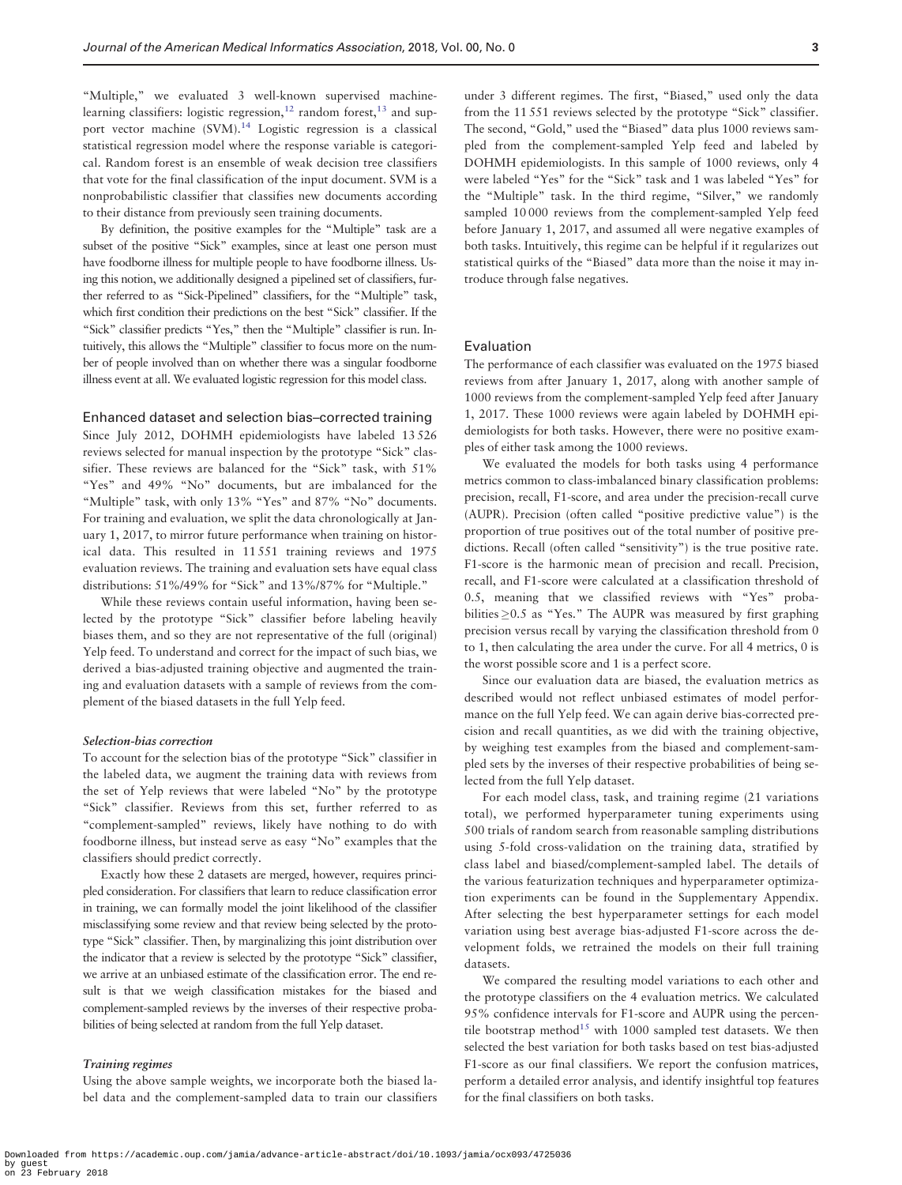"Multiple," we evaluated 3 well-known supervised machine-learning classifiers: logistic regression,[12] random forest,[13] and support vector machine (SVM).[14] Logistic regression is a classical statistical regression model where the response variable is categorical. Random forest is an ensemble of weak decision tree classifiers that vote for the final classification of the input document. SVM is a nonprobabilistic classifier that classifies new documents according to their distance from previously seen training documents.

By definition, the positive examples for the "Multiple" task are a subset of the positive "Sick" examples, since at least one person must have foodborne illness for multiple people to have foodborne illness. Using this notion, we additionally designed a pipelined set of classifiers, further referred to as "Sick-Pipelined" classifiers, for the "Multiple" task, which first condition their predictions on the best "Sick" classifier. If the "Sick" classifier predicts "Yes," then the "Multiple" classifier is run. Intuitively, this allows the "Multiple" classifier to focus more on the number of people involved than on whether there was a singular foodborne illness event at all. We evaluated logistic regression for this model class.

### Enhanced dataset and selection bias–corrected training

Since July 2012, DOHMH epidemiologists have labeled 13 526 reviews selected for manual inspection by the prototype "Sick" classifier. These reviews are balanced for the "Sick" task, with 51% "Yes" and 49% "No" documents, but are imbalanced for the "Multiple" task, with only 13% "Yes" and 87% "No" documents. For training and evaluation, we split the data chronologically at January 1, 2017, to mirror future performance when training on historical data. This resulted in 11 551 training reviews and 1975 evaluation reviews. The training and evaluation sets have equal class distributions: 51%/49% for "Sick" and 13%/87% for "Multiple."

While these reviews contain useful information, having been selected by the prototype "Sick" classifier before labeling heavily biases them, and so they are not representative of the full (original) Yelp feed. To understand and correct for the impact of such bias, we derived a bias-adjusted training objective and augmented the training and evaluation datasets with a sample of reviews from the complement of the biased datasets in the full Yelp feed.

#### *Selection-bias correction*

To account for the selection bias of the prototype "Sick" classifier in the labeled data, we augment the training data with reviews from the set of Yelp reviews that were labeled "No" by the prototype "Sick" classifier. Reviews from this set, further referred to as "complement-sampled" reviews, likely have nothing to do with foodborne illness, but instead serve as easy "No" examples that the classifiers should predict correctly.

Exactly how these 2 datasets are merged, however, requires principled consideration. For classifiers that learn to reduce classification error in training, we can formally model the joint likelihood of the classifier misclassifying some review and that review being selected by the prototype "Sick" classifier. Then, by marginalizing this joint distribution over the indicator that a review is selected by the prototype "Sick" classifier, we arrive at an unbiased estimate of the classification error. The end result is that we weigh classification mistakes for the biased and complement-sampled reviews by the inverses of their respective probabilities of being selected at random from the full Yelp dataset.

#### *Training regimes*

Using the above sample weights, we incorporate both the biased label data and the complement-sampled data to train our classifiers under 3 different regimes. The first, "Biased," used only the data from the 11 551 reviews selected by the prototype "Sick" classifier. The second, "Gold," used the "Biased" data plus 1000 reviews sampled from the complement-sampled Yelp feed and labeled by DOHMH epidemiologists. In this sample of 1000 reviews, only 4 were labeled "Yes" for the "Sick" task and 1 was labeled "Yes" for the "Multiple" task. In the third regime, "Silver," we randomly sampled 10 000 reviews from the complement-sampled Yelp feed before January 1, 2017, and assumed all were negative examples of both tasks. Intuitively, this regime can be helpful if it regularizes out statistical quirks of the "Biased" data more than the noise it may introduce through false negatives.

### Evaluation

The performance of each classifier was evaluated on the 1975 biased reviews from after January 1, 2017, along with another sample of 1000 reviews from the complement-sampled Yelp feed after January 1, 2017. These 1000 reviews were again labeled by DOHMH epidemiologists for both tasks. However, there were no positive examples of either task among the 1000 reviews.

We evaluated the models for both tasks using 4 performance metrics common to class-imbalanced binary classification problems: precision, recall, F1-score, and area under the precision-recall curve (AUPR). Precision (often called "positive predictive value") is the proportion of true positives out of the total number of positive predictions. Recall (often called "sensitivity") is the true positive rate. F1-score is the harmonic mean of precision and recall. Precision, recall, and F1-score were calculated at a classification threshold of 0.5, meaning that we classified reviews with "Yes" probabilities $\geq$0.5 as "Yes." The AUPR was measured by first graphing precision versus recall by varying the classification threshold from 0 to 1, then calculating the area under the curve. For all 4 metrics, 0 is the worst possible score and 1 is a perfect score.

Since our evaluation data are biased, the evaluation metrics as described would not reflect unbiased estimates of model performance on the full Yelp feed. We can again derive bias-corrected precision and recall quantities, as we did with the training objective, by weighing test examples from the biased and complement-sampled sets by the inverses of their respective probabilities of being selected from the full Yelp dataset.

For each model class, task, and training regime (21 variations total), we performed hyperparameter tuning experiments using 500 trials of random search from reasonable sampling distributions using 5-fold cross-validation on the training data, stratified by class label and biased/complement-sampled label. The details of the various featurization techniques and hyperparameter optimization experiments can be found in the Supplementary Appendix. After selecting the best hyperparameter settings for each model variation using best average bias-adjusted F1-score across the development folds, we retrained the models on their full training datasets.

We compared the resulting model variations to each other and the prototype classifiers on the 4 evaluation metrics. We calculated 95% confidence intervals for F1-score and AUPR using the percentile bootstrap method[15] with 1000 sampled test datasets. We then selected the best variation for both tasks based on test bias-adjusted F1-score as our final classifiers. We report the confusion matrices, perform a detailed error analysis, and identify insightful top features for the final classifiers on both tasks.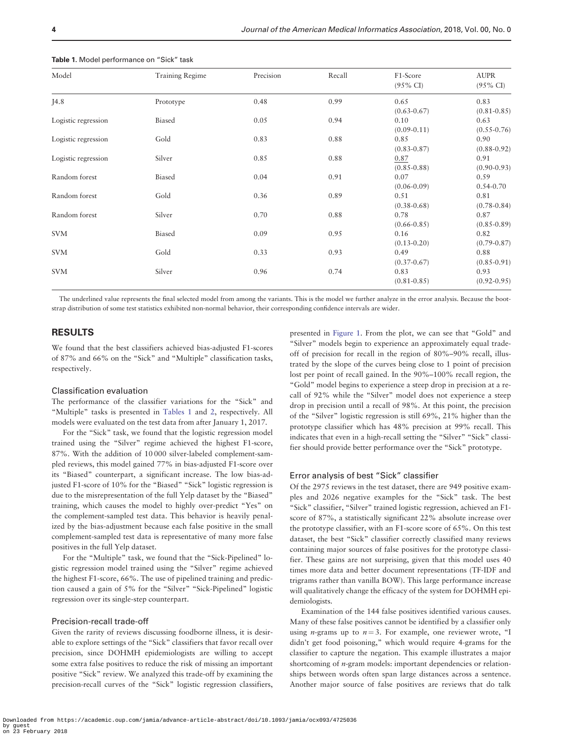**Table 1.** Model performance on "Sick" task

| Model | Training Regime | Precision | Recall | F1-Score (95% CI) | AUPR (95% CI) |
|---|---|---|---|---|---|
| J4.8 | Prototype | 0.48 | 0.99 | 0.65 (0.63-0.67) | 0.83 (0.81-0.85) |
| Logistic regression | Biased | 0.05 | 0.94 | 0.10 (0.09-0.11) | 0.63 (0.55-0.76) |
| Logistic regression | Gold | 0.83 | 0.88 | 0.85 (0.83-0.87) | 0.90 (0.88-0.92) |
| Logistic regression | Silver | 0.85 | 0.88 | <u>0.87</u> (0.85-0.88) | 0.91 (0.90-0.93) |
| Random forest | Biased | 0.04 | 0.91 | 0.07 (0.06-0.09) | 0.59 0.54-0.70 |
| Random forest | Gold | 0.36 | 0.89 | 0.51 (0.38-0.68) | 0.81 (0.78-0.84) |
| Random forest | Silver | 0.70 | 0.88 | 0.78 (0.66-0.85) | 0.87 (0.85-0.89) |
| SVM | Biased | 0.09 | 0.95 | 0.16 (0.13-0.20) | 0.82 (0.79-0.87) |
| SVM | Gold | 0.33 | 0.93 | 0.49 (0.37-0.67) | 0.88 (0.85-0.91) |
| SVM | Silver | 0.96 | 0.74 | 0.83 (0.81-0.85) | 0.93 (0.92-0.95) |

The underlined value represents the final selected model from among the variants. This is the model we further analyze in the error analysis. Because the bootstrap distribution of some test statistics exhibited non-normal behavior, their corresponding confidence intervals are wider.

## RESULTS

We found that the best classifiers achieved bias-adjusted F1-scores of 87% and 66% on the "Sick" and "Multiple" classification tasks, respectively.

### Classification evaluation

The performance of the classifier variations for the "Sick" and "Multiple" tasks is presented in Tables 1 and 2, respectively. All models were evaluated on the test data from after January 1, 2017.

For the "Sick" task, we found that the logistic regression model trained using the "Silver" regime achieved the highest F1-score, 87%. With the addition of 10 000 silver-labeled complement-sampled reviews, this model gained 77% in bias-adjusted F1-score over its "Biased" counterpart, a significant increase. The low bias-adjusted F1-score of 10% for the "Biased" "Sick" logistic regression is due to the misrepresentation of the full Yelp dataset by the "Biased" training, which causes the model to highly over-predict "Yes" on the complement-sampled test data. This behavior is heavily penalized by the bias-adjustment because each false positive in the small complement-sampled test data is representative of many more false positives in the full Yelp dataset.

For the "Multiple" task, we found that the "Sick-Pipelined" logistic regression model trained using the "Silver" regime achieved the highest F1-score, 66%. The use of pipelined training and prediction caused a gain of 5% for the "Silver" "Sick-Pipelined" logistic regression over its single-step counterpart.

### Precision-recall trade-off

Given the rarity of reviews discussing foodborne illness, it is desirable to explore settings of the "Sick" classifiers that favor recall over precision, since DOHMH epidemiologists are willing to accept some extra false positives to reduce the risk of missing an important positive "Sick" review. We analyzed this trade-off by examining the precision-recall curves of the "Sick" logistic regression classifiers, presented in Figure 1. From the plot, we can see that "Gold" and "Silver" models begin to experience an approximately equal trade-off of precision for recall in the region of 80%–90% recall, illustrated by the slope of the curves being close to 1 point of precision lost per point of recall gained. In the 90%–100% recall region, the "Gold" model begins to experience a steep drop in precision at a recall of 92% while the "Silver" model does not experience a steep drop in precision until a recall of 98%. At this point, the precision of the "Silver" logistic regression is still 69%, 21% higher than the prototype classifier which has 48% precision at 99% recall. This indicates that even in a high-recall setting the "Silver" "Sick" classifier should provide better performance over the "Sick" prototype.

### Error analysis of best "Sick" classifier

Of the 2975 reviews in the test dataset, there are 949 positive examples and 2026 negative examples for the "Sick" task. The best "Sick" classifier, "Silver" trained logistic regression, achieved an F1-score of 87%, a statistically significant 22% absolute increase over the prototype classifier, with an F1-score of 65%. On this test dataset, the best "Sick" classifier correctly classified many reviews containing major sources of false positives for the prototype classifier. These gains are not surprising, given that this model uses 40 times more data and better document representations (TF-IDF and trigrams rather than vanilla BOW). This large performance increase will qualitatively change the efficacy of the system for DOHMH epidemiologists.

Examination of the 144 false positives identified various causes. Many of these false positives cannot be identified by a classifier only using $n$-grams up to $n = 3$. For example, one reviewer wrote, "I didn't get food poisoning," which would require 4-grams for the classifier to capture the negation. This example illustrates a major shortcoming of $n$-gram models: important dependencies or relationships between words often span large distances across a sentence. Another major source of false positives are reviews that do talk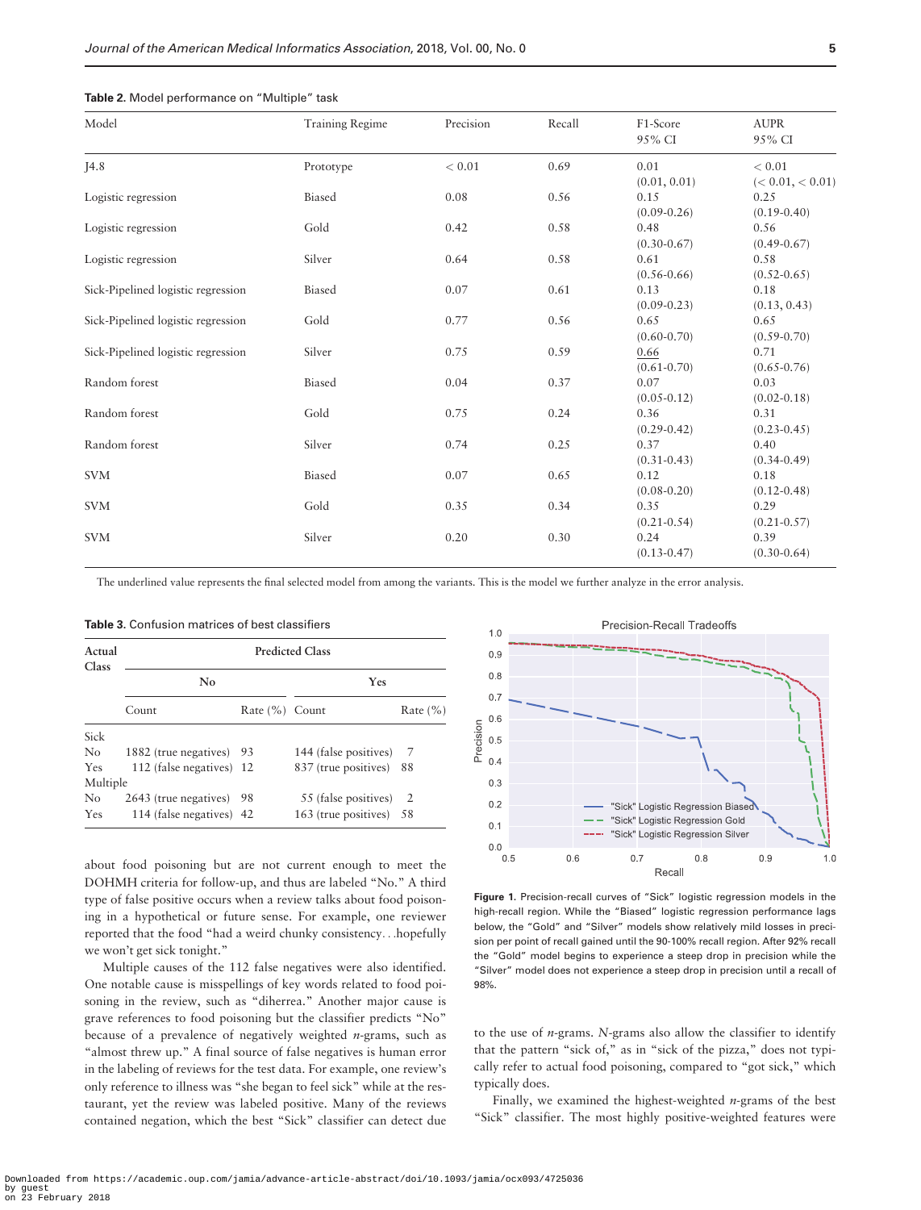**Table 2.** Model performance on "Multiple" task

| Model | Training Regime | Precision | Recall | F1-Score 95% CI | AUPR 95% CI |
|---|---|---|---|---|---|
| J4.8 | Prototype | < 0.01 | 0.69 | 0.01 (0.01, 0.01) | < 0.01 (< 0.01, < 0.01) |
| Logistic regression | Biased | 0.08 | 0.56 | 0.15 (0.09-0.26) | 0.25 (0.19-0.40) |
| Logistic regression | Gold | 0.42 | 0.58 | 0.48 (0.30-0.67) | 0.56 (0.49-0.67) |
| Logistic regression | Silver | 0.64 | 0.58 | 0.61 (0.56-0.66) | 0.58 (0.52-0.65) |
| Sick-Pipelined logistic regression | Biased | 0.07 | 0.61 | 0.13 (0.09-0.23) | 0.18 (0.13, 0.43) |
| Sick-Pipelined logistic regression | Gold | 0.77 | 0.56 | 0.65 (0.60-0.70) | 0.65 (0.59-0.70) |
| Sick-Pipelined logistic regression | Silver | 0.75 | 0.59 | <u>0.66</u> (0.61-0.70) | 0.71 (0.65-0.76) |
| Random forest | Biased | 0.04 | 0.37 | 0.07 (0.05-0.12) | 0.03 (0.02-0.18) |
| Random forest | Gold | 0.75 | 0.24 | 0.36 (0.29-0.42) | 0.31 (0.23-0.45) |
| Random forest | Silver | 0.74 | 0.25 | 0.37 (0.31-0.43) | 0.40 (0.34-0.49) |
| SVM | Biased | 0.07 | 0.65 | 0.12 (0.08-0.20) | 0.18 (0.12-0.48) |
| SVM | Gold | 0.35 | 0.34 | 0.35 (0.21-0.54) | 0.29 (0.21-0.57) |
| SVM | Silver | 0.20 | 0.30 | 0.24 (0.13-0.47) | 0.39 (0.30-0.64) |

The underlined value represents the final selected model from among the variants. This is the model we further analyze in the error analysis.

**Table 3.** Confusion matrices of best classifiers

| Actual Class | Predicted Class | | | |
|---|---|---|---|---|
| | No | | Yes | |
| | Count | Rate (%) | Count | Rate (%) |
| Sick | | | | |
| No | 1882 (true negatives) | 93 | 144 (false positives) | 7 |
| Yes | 112 (false negatives) | 12 | 837 (true positives) | 88 |
| Multiple | | | | |
| No | 2643 (true negatives) | 98 | 55 (false positives) | 2 |
| Yes | 114 (false negatives) | 42 | 163 (true positives) | 58 |

about food poisoning but are not current enough to meet the DOHMH criteria for follow-up, and thus are labeled "No." A third type of false positive occurs when a review talks about food poisoning in a hypothetical or future sense. For example, one reviewer reported that the food "had a weird chunky consistency…hopefully we won't get sick tonight."

Multiple causes of the 112 false negatives were also identified. One notable cause is misspellings of key words related to food poisoning in the review, such as "diherrea." Another major cause is grave references to food poisoning but the classifier predicts "No" because of a prevalence of negatively weighted *n*-grams, such as "almost threw up." A final source of false negatives is human error in the labeling of reviews for the test data. For example, one review's only reference to illness was "she began to feel sick" while at the restaurant, yet the review was labeled positive. Many of the reviews contained negation, which the best "Sick" classifier can detect due to the use of *n*-grams. *N*-grams also allow the classifier to identify that the pattern "sick of," as in "sick of the pizza," does not typically refer to actual food poisoning, compared to "got sick," which typically does.

Finally, we examined the highest-weighted *n*-grams of the best "Sick" classifier. The most highly positive-weighted features were

**Figure 1.** Precision-recall curves of "Sick" logistic regression models in the high-recall region. While the "Biased" logistic regression performance lags below, the "Gold" and "Silver" models show relatively mild losses in precision per point of recall gained until the 90-100% recall region. After 92% recall the "Gold" model begins to experience a steep drop in precision while the "Silver" model does not experience a steep drop in precision until a recall of 98%.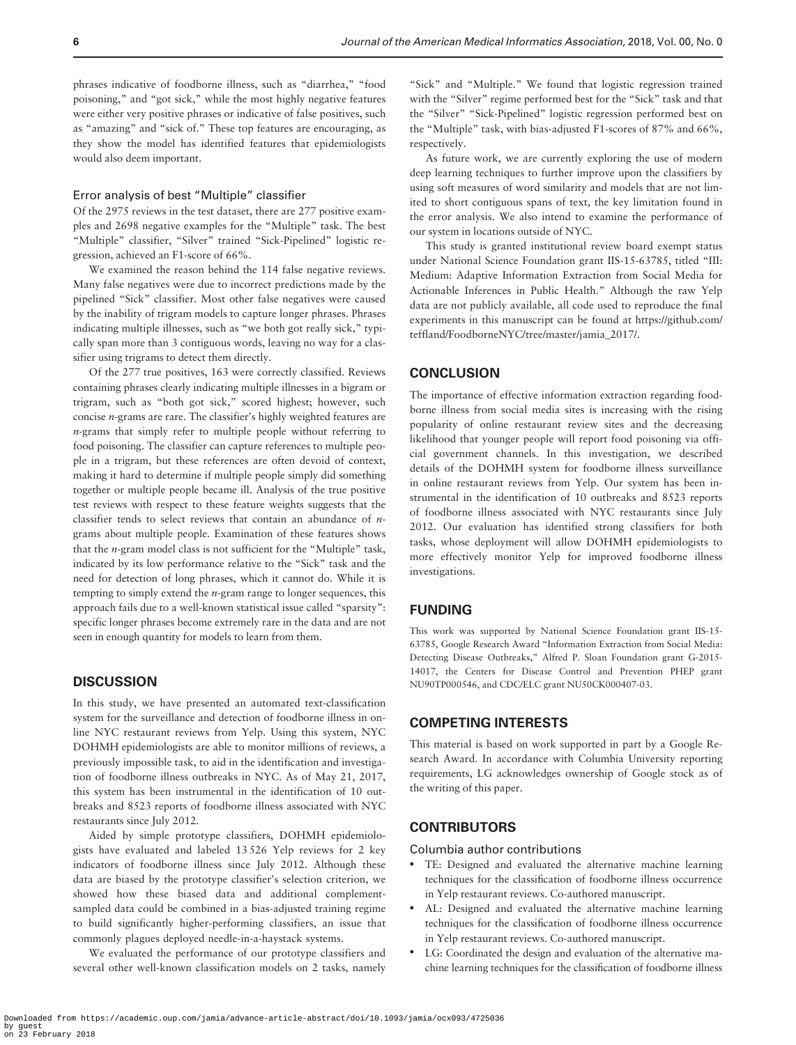phrases indicative of foodborne illness, such as "diarrhea," "food poisoning," and "got sick," while the most highly negative features were either very positive phrases or indicative of false positives, such as "amazing" and "sick of." These top features are encouraging, as they show the model has identified features that epidemiologists would also deem important.

### Error analysis of best "Multiple" classifier

Of the 2975 reviews in the test dataset, there are 277 positive examples and 2698 negative examples for the "Multiple" task. The best "Multiple" classifier, "Silver" trained "Sick-Pipelined" logistic regression, achieved an F1-score of 66%.

We examined the reason behind the 114 false negative reviews. Many false negatives were due to incorrect predictions made by the pipelined "Sick" classifier. Most other false negatives were caused by the inability of trigram models to capture longer phrases. Phrases indicating multiple illnesses, such as "we both got really sick," typically span more than 3 contiguous words, leaving no way for a classifier using trigrams to detect them directly.

Of the 277 true positives, 163 were correctly classified. Reviews containing phrases clearly indicating multiple illnesses in a bigram or trigram, such as "both got sick," scored highest; however, such concise *n*-grams are rare. The classifier's highly weighted features are *n*-grams that simply refer to multiple people without referring to food poisoning. The classifier can capture references to multiple people in a trigram, but these references are often devoid of context, making it hard to determine if multiple people simply did something together or multiple people became ill. Analysis of the true positive test reviews with respect to these feature weights suggests that the classifier tends to select reviews that contain an abundance of *n*-grams about multiple people. Examination of these features shows that the *n*-gram model class is not sufficient for the "Multiple" task, indicated by its low performance relative to the "Sick" task and the need for detection of long phrases, which it cannot do. While it is tempting to simply extend the *n*-gram range to longer sequences, this approach fails due to a well-known statistical issue called "sparsity": specific longer phrases become extremely rare in the data and are not seen in enough quantity for models to learn from them.

## DISCUSSION

In this study, we have presented an automated text-classification system for the surveillance and detection of foodborne illness in online NYC restaurant reviews from Yelp. Using this system, NYC DOHMH epidemiologists are able to monitor millions of reviews, a previously impossible task, to aid in the identification and investigation of foodborne illness outbreaks in NYC. As of May 21, 2017, this system has been instrumental in the identification of 10 outbreaks and 8523 reports of foodborne illness associated with NYC restaurants since July 2012.

Aided by simple prototype classifiers, DOHMH epidemiologists have evaluated and labeled 13 526 Yelp reviews for 2 key indicators of foodborne illness since July 2012. Although these data are biased by the prototype classifier's selection criterion, we showed how these biased data and additional complement-sampled data could be combined in a bias-adjusted training regime to build significantly higher-performing classifiers, an issue that commonly plagues deployed needle-in-a-haystack systems.

We evaluated the performance of our prototype classifiers and several other well-known classification models on 2 tasks, namely "Sick" and "Multiple." We found that logistic regression trained with the "Silver" regime performed best for the "Sick" task and that the "Silver" "Sick-Pipelined" logistic regression performed best on the "Multiple" task, with bias-adjusted F1-scores of 87% and 66%, respectively.

As future work, we are currently exploring the use of modern deep learning techniques to further improve upon the classifiers by using soft measures of word similarity and models that are not limited to short contiguous spans of text, the key limitation found in the error analysis. We also intend to examine the performance of our system in locations outside of NYC.

This study is granted institutional review board exempt status under National Science Foundation grant IIS-15-63785, titled "III: Medium: Adaptive Information Extraction from Social Media for Actionable Inferences in Public Health." Although the raw Yelp data are not publicly available, all code used to reproduce the final experiments in this manuscript can be found at https://github.com/teffland/FoodborneNYC/tree/master/jamia_2017/.

## CONCLUSION

The importance of effective information extraction regarding foodborne illness from social media sites is increasing with the rising popularity of online restaurant review sites and the decreasing likelihood that younger people will report food poisoning via official government channels. In this investigation, we described details of the DOHMH system for foodborne illness surveillance in online restaurant reviews from Yelp. Our system has been instrumental in the identification of 10 outbreaks and 8523 reports of foodborne illness associated with NYC restaurants since July 2012. Our evaluation has identified strong classifiers for both tasks, whose deployment will allow DOHMH epidemiologists to more effectively monitor Yelp for improved foodborne illness investigations.

## FUNDING

This work was supported by National Science Foundation grant IIS-15-63785, Google Research Award "Information Extraction from Social Media: Detecting Disease Outbreaks," Alfred P. Sloan Foundation grant G-2015-14017, the Centers for Disease Control and Prevention PHEP grant NU90TP000546, and CDC/ELC grant NU50CK000407-03.

## COMPETING INTERESTS

This material is based on work supported in part by a Google Research Award. In accordance with Columbia University reporting requirements, LG acknowledges ownership of Google stock as of the writing of this paper.

## CONTRIBUTORS

### Columbia author contributions

- TE: Designed and evaluated the alternative machine learning techniques for the classification of foodborne illness occurrence in Yelp restaurant reviews. Co-authored manuscript.
- AL: Designed and evaluated the alternative machine learning techniques for the classification of foodborne illness occurrence in Yelp restaurant reviews. Co-authored manuscript.
- LG: Coordinated the design and evaluation of the alternative machine learning techniques for the classification of foodborne illness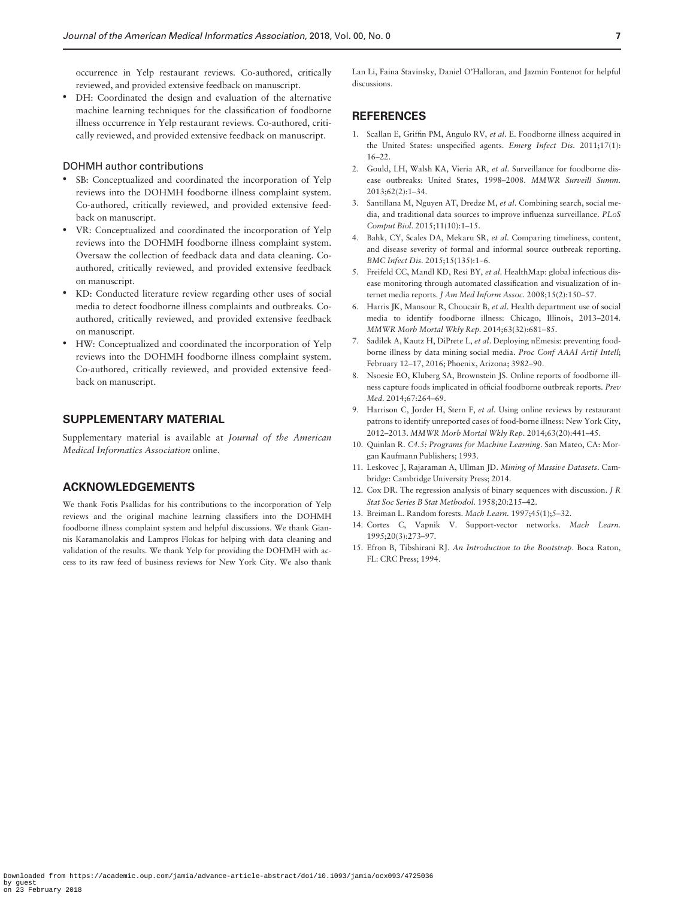occurrence in Yelp restaurant reviews. Co-authored, critically reviewed, and provided extensive feedback on manuscript.

- DH: Coordinated the design and evaluation of the alternative machine learning techniques for the classification of foodborne illness occurrence in Yelp restaurant reviews. Co-authored, critically reviewed, and provided extensive feedback on manuscript.

### DOHMH author contributions

- SB: Conceptualized and coordinated the incorporation of Yelp reviews into the DOHMH foodborne illness complaint system. Co-authored, critically reviewed, and provided extensive feedback on manuscript.
- VR: Conceptualized and coordinated the incorporation of Yelp reviews into the DOHMH foodborne illness complaint system. Oversaw the collection of feedback data and data cleaning. Co-authored, critically reviewed, and provided extensive feedback on manuscript.
- KD: Conducted literature review regarding other uses of social media to detect foodborne illness complaints and outbreaks. Co-authored, critically reviewed, and provided extensive feedback on manuscript.
- HW: Conceptualized and coordinated the incorporation of Yelp reviews into the DOHMH foodborne illness complaint system. Co-authored, critically reviewed, and provided extensive feedback on manuscript.

## SUPPLEMENTARY MATERIAL

Supplementary material is available at *Journal of the American Medical Informatics Association* online.

## ACKNOWLEDGEMENTS

We thank Fotis Psallidas for his contributions to the incorporation of Yelp reviews and the original machine learning classifiers into the DOHMH foodborne illness complaint system and helpful discussions. We thank Giannis Karamanolakis and Lampros Flokas for helping with data cleaning and validation of the results. We thank Yelp for providing the DOHMH with access to its raw feed of business reviews for New York City. We also thank Lan Li, Faina Stavinsky, Daniel O'Halloran, and Jazmin Fontenot for helpful discussions.

## REFERENCES

1. Scallan E, Griffin PM, Angulo RV, *et al*. E. Foodborne illness acquired in the United States: unspecified agents. *Emerg Infect Dis*. 2011;17(1): 16–22.
2. Gould, LH, Walsh KA, Vieria AR, *et al*. Surveillance for foodborne disease outbreaks: United States, 1998–2008. *MMWR Surveill Summ*. 2013;62(2):1–34.
3. Santillana M, Nguyen AT, Dredze M, *et al*. Combining search, social media, and traditional data sources to improve influenza surveillance. *PLoS Comput Biol*. 2015;11(10):1–15.
4. Bahk, CY, Scales DA, Mekaru SR, *et al*. Comparing timeliness, content, and disease severity of formal and informal source outbreak reporting. *BMC Infect Dis*. 2015;15(135):1–6.
5. Freifeld CC, Mandl KD, Resi BY, *et al*. HealthMap: global infectious disease monitoring through automated classification and visualization of internet media reports. *J Am Med Inform Assoc*. 2008;15(2):150–57.
6. Harris JK, Mansour R, Choucair B, *et al*. Health department use of social media to identify foodborne illness: Chicago, Illinois, 2013–2014. *MMWR Morb Mortal Wkly Rep*. 2014;63(32):681–85.
7. Sadilek A, Kautz H, DiPrete L, *et al*. Deploying nEmesis: preventing foodborne illness by data mining social media. *Proc Conf AAAI Artif Intell*; February 12–17, 2016; Phoenix, Arizona; 3982–90.
8. Nsoesie EO, Kluberg SA, Brownstein JS. Online reports of foodborne illness capture foods implicated in official foodborne outbreak reports. *Prev Med*. 2014;67:264–69.
9. Harrison C, Jorder H, Stern F, *et al*. Using online reviews by restaurant patrons to identify unreported cases of food-borne illness: New York City, 2012–2013. *MMWR Morb Mortal Wkly Rep*. 2014;63(20):441–45.
10. Quinlan R. *C4.5: Programs for Machine Learning*. San Mateo, CA: Morgan Kaufmann Publishers; 1993.
11. Leskovec J, Rajaraman A, Ullman JD. *Mining of Massive Datasets*. Cambridge: Cambridge University Press; 2014.
12. Cox DR. The regression analysis of binary sequences with discussion. *J R Stat Soc Series B Stat Methodol*. 1958;20:215–42.
13. Breiman L. Random forests. *Mach Learn*. 1997;45(1);5–32.
14. Cortes C, Vapnik V. Support-vector networks. *Mach Learn*. 1995;20(3):273–97.
15. Efron B, Tibshirani RJ. *An Introduction to the Bootstrap*. Boca Raton, FL: CRC Press; 1994.